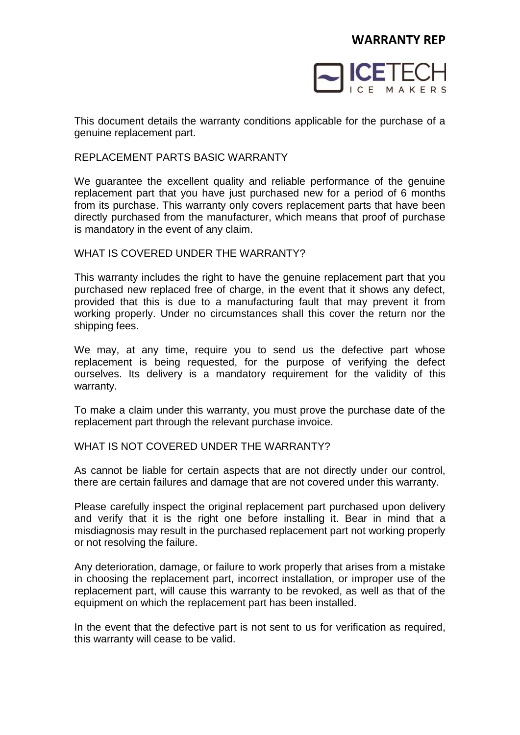# WARRANTY REP

ICETECH ICE MAKERS

This document details the warranty conditions applicable for the purchase of a genuine replacement part.

## REPLACEMENT PARTS BASIC WARRANTY

We guarantee the excellent quality and reliable performance of the genuine replacement part that you have just purchased new for a period of 6 months from its purchase. This warranty only covers replacement parts that have been directly purchased from the manufacturer, which means that proof of purchase is mandatory in the event of any claim.

## WHAT IS COVERED UNDER THE WARRANTY?

This warranty includes the right to have the genuine replacement part that you purchased new replaced free of charge, in the event that it shows any defect, provided that this is due to a manufacturing fault that may prevent it from working properly. Under no circumstances shall this cover the return nor the shipping fees.

We may, at any time, require you to send us the defective part whose replacement is being requested, for the purpose of verifying the defect ourselves. Its delivery is a mandatory requirement for the validity of this warranty.

To make a claim under this warranty, you must prove the purchase date of the replacement part through the relevant purchase invoice.

## WHAT IS NOT COVERED UNDER THE WARRANTY?

As cannot be liable for certain aspects that are not directly under our control, there are certain failures and damage that are not covered under this warranty.

Please carefully inspect the original replacement part purchased upon delivery and verify that it is the right one before installing it. Bear in mind that a misdiagnosis may result in the purchased replacement part not working properly or not resolving the failure.

Any deterioration, damage, or failure to work properly that arises from a mistake in choosing the replacement part, incorrect installation, or improper use of the replacement part, will cause this warranty to be revoked, as well as that of the equipment on which the replacement part has been installed.

In the event that the defective part is not sent to us for verification as required, this warranty will cease to be valid.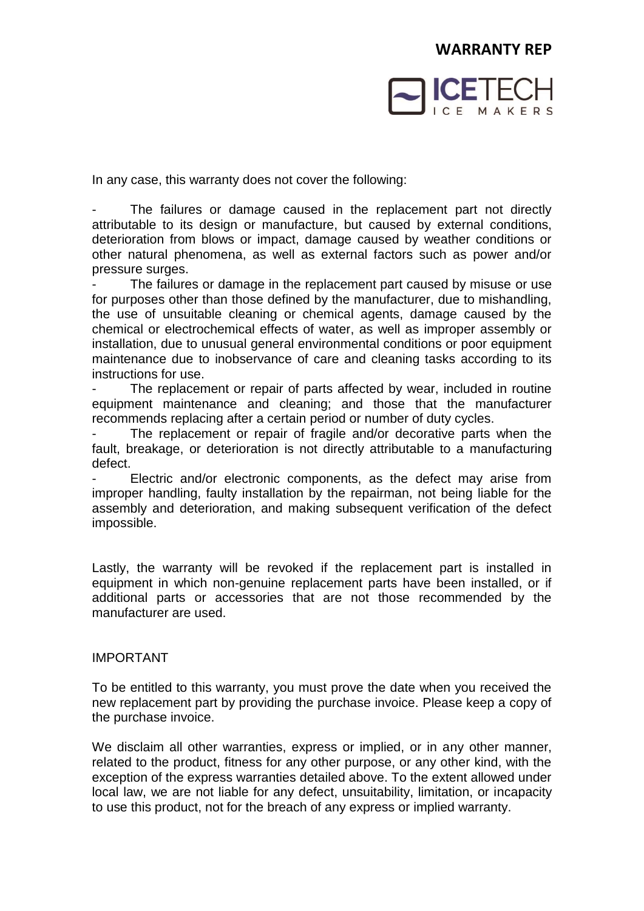In any case, this warranty does not cover the following:

- The failures or damage caused in the replacement part not directly attributable to its design or manufacture, but caused by external conditions, deterioration from blows or impact, damage caused by weather conditions or other natural phenomena, as well as external factors such as power and/or pressure surges.
- The failures or damage in the replacement part caused by misuse or use for purposes other than those defined by the manufacturer, due to mishandling, the use of unsuitable cleaning or chemical agents, damage caused by the chemical or electrochemical effects of water, as well as improper assembly or installation, due to unusual general environmental conditions or poor equipment maintenance due to inobservance of care and cleaning tasks according to its instructions for use.
- The replacement or repair of parts affected by wear, included in routine equipment maintenance and cleaning; and those that the manufacturer recommends replacing after a certain period or number of duty cycles.
- The replacement or repair of fragile and/or decorative parts when the fault, breakage, or deterioration is not directly attributable to a manufacturing defect.
- Electric and/or electronic components, as the defect may arise from improper handling, faulty installation by the repairman, not being liable for the assembly and deterioration, and making subsequent verification of the defect impossible.

Lastly, the warranty will be revoked if the replacement part is installed in equipment in which non-genuine replacement parts have been installed, or if additional parts or accessories that are not those recommended by the manufacturer are used.

IMPORTANT

To be entitled to this warranty, you must prove the date when you received the new replacement part by providing the purchase invoice. Please keep a copy of the purchase invoice.

We disclaim all other warranties, express or implied, or in any other manner, related to the product, fitness for any other purpose, or any other kind, with the exception of the express warranties detailed above. To the extent allowed under local law, we are not liable for any defect, unsuitability, limitation, or incapacity to use this product, not for the breach of any express or implied warranty.